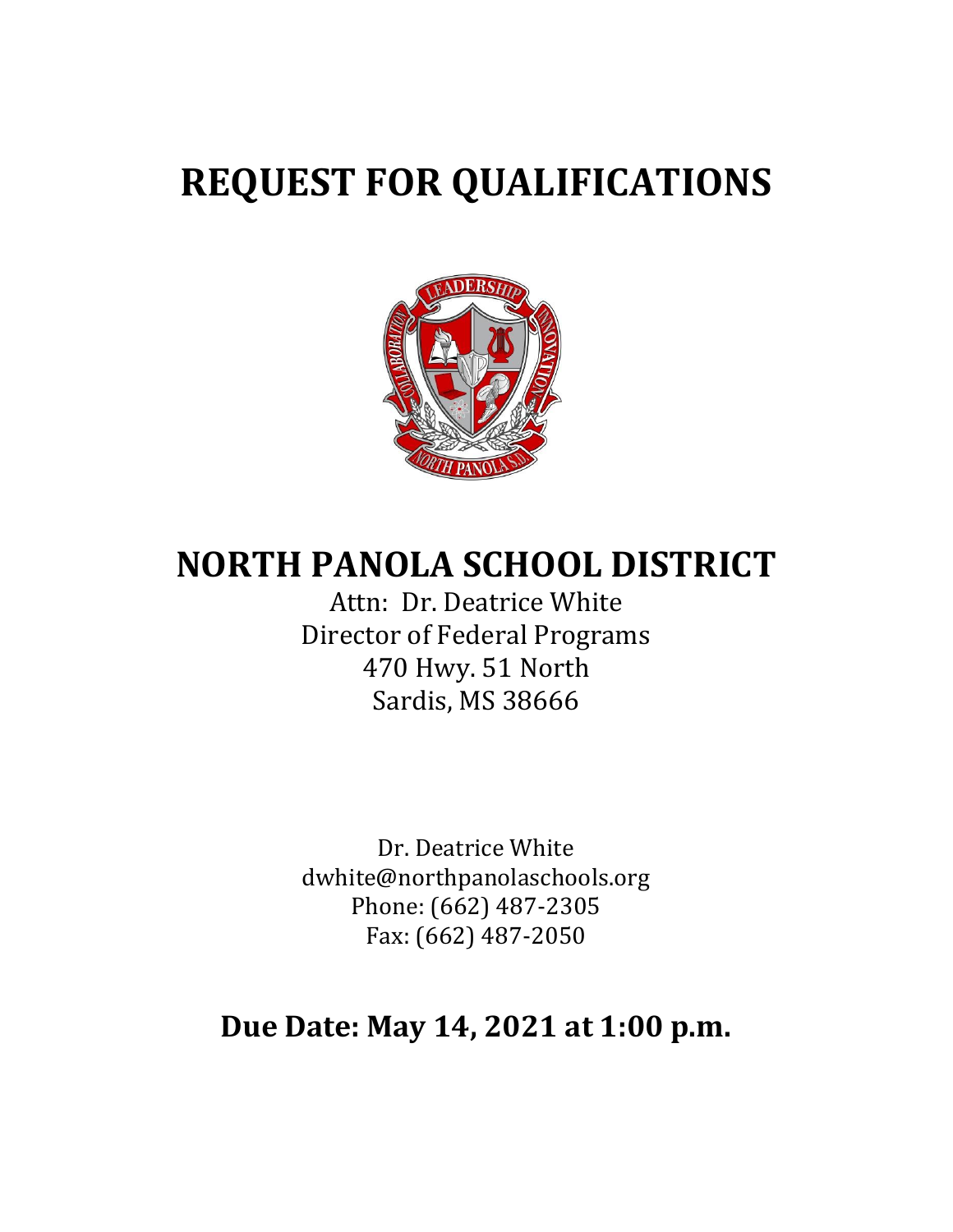# REQUEST FOR QUALIFICATIONS

# NORTH PANOLA SCHOOL DISTRICT

Attn: Dr. Deatrice White
Director of Federal Programs
470 Hwy. 51 North
Sardis, MS 38666

Dr. Deatrice White
dwhite@northpanolaschools.org
Phone: (662) 487-2305
Fax: (662) 487-2050

## Due Date: May 14, 2021 at 1:00 p.m.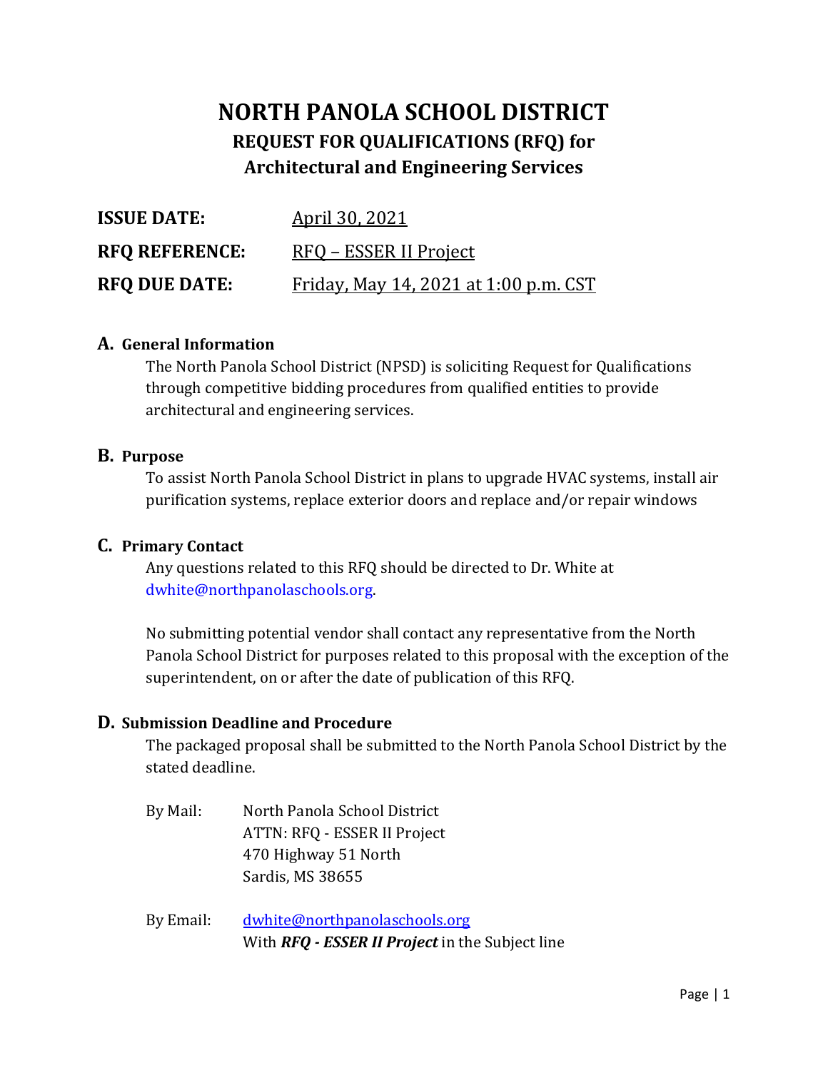# NORTH PANOLA SCHOOL DISTRICT

## REQUEST FOR QUALIFICATIONS (RFQ) for Architectural and Engineering Services

| | |
|---|---|
| **ISSUE DATE:** | April 30, 2021 |
| **RFQ REFERENCE:** | RFQ – ESSER II Project |
| **RFQ DUE DATE:** | Friday, May 14, 2021 at 1:00 p.m. CST |

### A. General Information

The North Panola School District (NPSD) is soliciting Request for Qualifications through competitive bidding procedures from qualified entities to provide architectural and engineering services.

### B. Purpose

To assist North Panola School District in plans to upgrade HVAC systems, install air purification systems, replace exterior doors and replace and/or repair windows

### C. Primary Contact

Any questions related to this RFQ should be directed to Dr. White at dwhite@northpanolaschools.org.

No submitting potential vendor shall contact any representative from the North Panola School District for purposes related to this proposal with the exception of the superintendent, on or after the date of publication of this RFQ.

### D. Submission Deadline and Procedure

The packaged proposal shall be submitted to the North Panola School District by the stated deadline.

By Mail: North Panola School District
ATTN: RFQ - ESSER II Project
470 Highway 51 North
Sardis, MS 38655

By Email: dwhite@northpanolaschools.org
With ***RFQ - ESSER II Project*** in the Subject line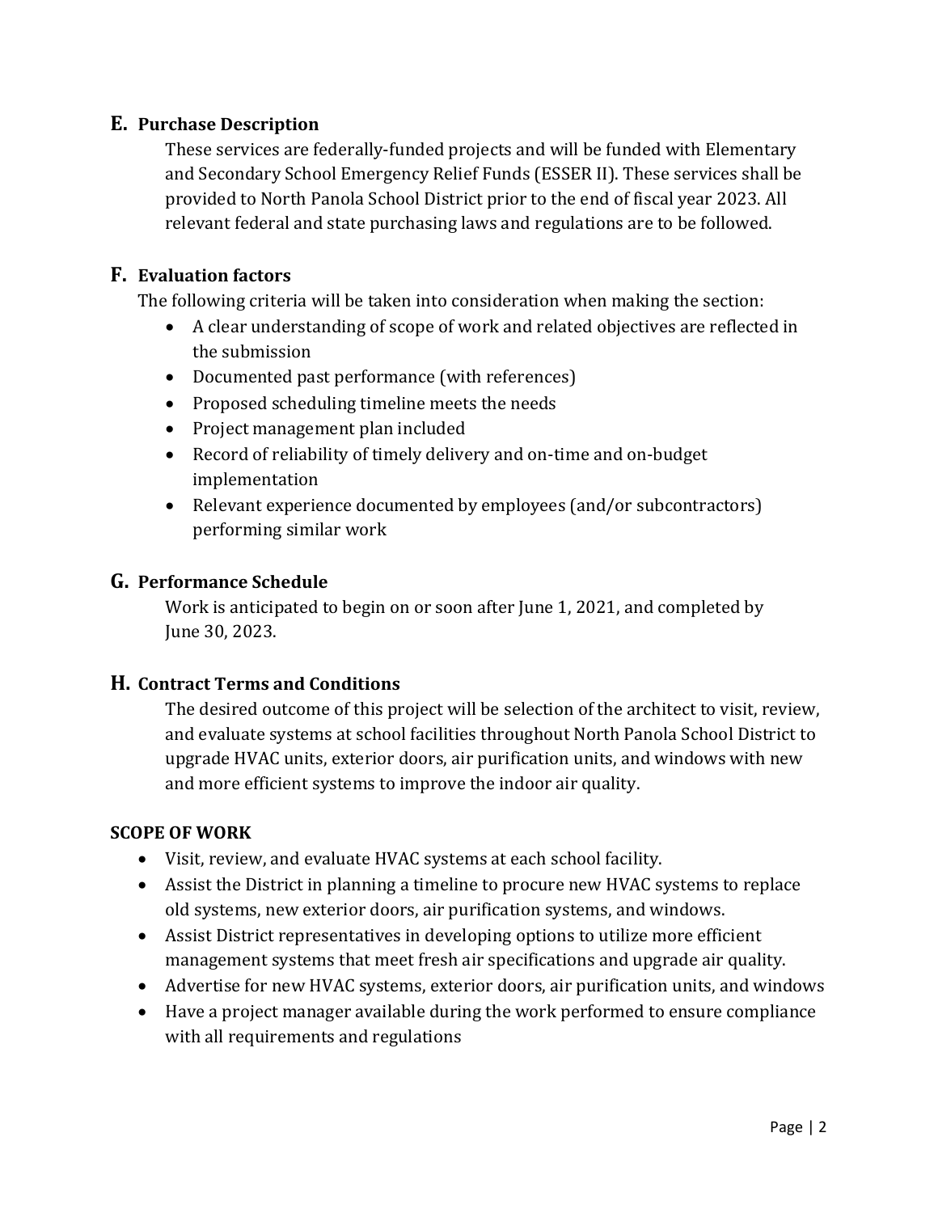## E. Purchase Description

These services are federally-funded projects and will be funded with Elementary and Secondary School Emergency Relief Funds (ESSER II). These services shall be provided to North Panola School District prior to the end of fiscal year 2023. All relevant federal and state purchasing laws and regulations are to be followed.

## F. Evaluation factors

The following criteria will be taken into consideration when making the section:

- A clear understanding of scope of work and related objectives are reflected in the submission
- Documented past performance (with references)
- Proposed scheduling timeline meets the needs
- Project management plan included
- Record of reliability of timely delivery and on-time and on-budget implementation
- Relevant experience documented by employees (and/or subcontractors) performing similar work

## G. Performance Schedule

Work is anticipated to begin on or soon after June 1, 2021, and completed by June 30, 2023.

## H. Contract Terms and Conditions

The desired outcome of this project will be selection of the architect to visit, review, and evaluate systems at school facilities throughout North Panola School District to upgrade HVAC units, exterior doors, air purification units, and windows with new and more efficient systems to improve the indoor air quality.

**SCOPE OF WORK**

- Visit, review, and evaluate HVAC systems at each school facility.
- Assist the District in planning a timeline to procure new HVAC systems to replace old systems, new exterior doors, air purification systems, and windows.
- Assist District representatives in developing options to utilize more efficient management systems that meet fresh air specifications and upgrade air quality.
- Advertise for new HVAC systems, exterior doors, air purification units, and windows
- Have a project manager available during the work performed to ensure compliance with all requirements and regulations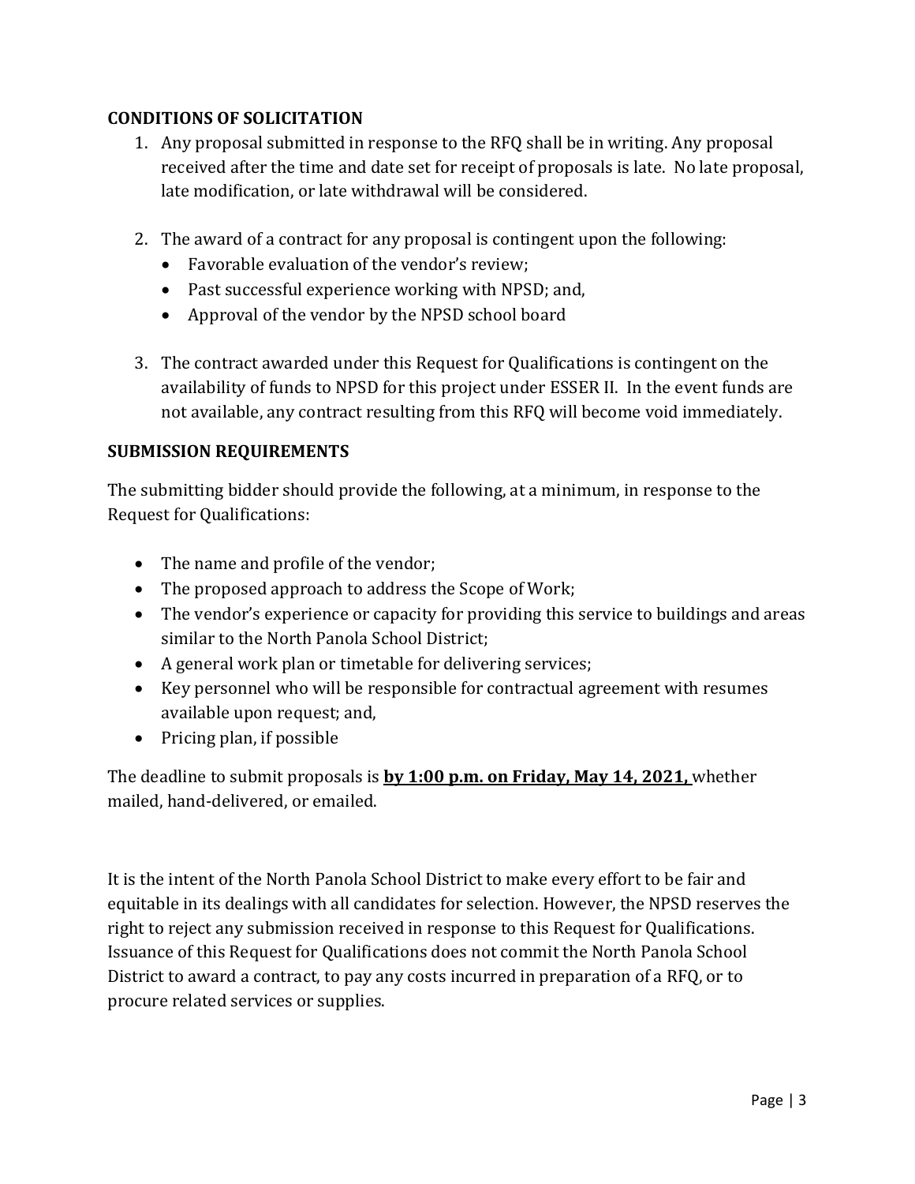## CONDITIONS OF SOLICITATION

1. Any proposal submitted in response to the RFQ shall be in writing. Any proposal received after the time and date set for receipt of proposals is late. No late proposal, late modification, or late withdrawal will be considered.

2. The award of a contract for any proposal is contingent upon the following:
   - Favorable evaluation of the vendor's review;
   - Past successful experience working with NPSD; and,
   - Approval of the vendor by the NPSD school board

3. The contract awarded under this Request for Qualifications is contingent on the availability of funds to NPSD for this project under ESSER II. In the event funds are not available, any contract resulting from this RFQ will become void immediately.

## SUBMISSION REQUIREMENTS

The submitting bidder should provide the following, at a minimum, in response to the Request for Qualifications:

- The name and profile of the vendor;
- The proposed approach to address the Scope of Work;
- The vendor's experience or capacity for providing this service to buildings and areas similar to the North Panola School District;
- A general work plan or timetable for delivering services;
- Key personnel who will be responsible for contractual agreement with resumes available upon request; and,
- Pricing plan, if possible

The deadline to submit proposals is **<u>by 1:00 p.m. on Friday, May 14, 2021,</u>** whether mailed, hand-delivered, or emailed.

It is the intent of the North Panola School District to make every effort to be fair and equitable in its dealings with all candidates for selection. However, the NPSD reserves the right to reject any submission received in response to this Request for Qualifications. Issuance of this Request for Qualifications does not commit the North Panola School District to award a contract, to pay any costs incurred in preparation of a RFQ, or to procure related services or supplies.